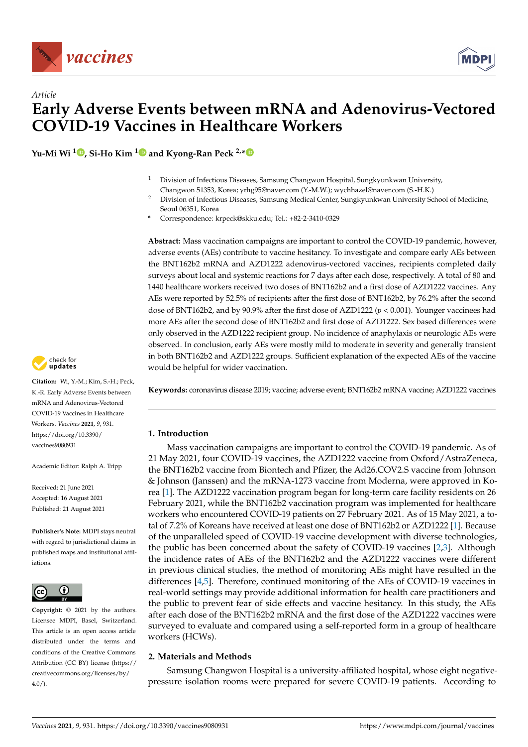Article

# Early Adverse Events between mRNA and Adenovirus-Vectored COVID-19 Vaccines in Healthcare Workers

**Yu-Mi Wi [1], Si-Ho Kim [1] and Kyong-Ran Peck [2,*]**

[1] Division of Infectious Diseases, Samsung Changwon Hospital, Sungkyunkwan University, Changwon 51353, Korea; yrhg95@naver.com (Y.-M.W.); wychhazel@naver.com (S.-H.K.)

[2] Division of Infectious Diseases, Samsung Medical Center, Sungkyunkwan University School of Medicine, Seoul 06351, Korea

\* Correspondence: krpeck@skku.edu; Tel.: +82-2-3410-0329

**Abstract:** Mass vaccination campaigns are important to control the COVID-19 pandemic, however, adverse events (AEs) contribute to vaccine hesitancy. To investigate and compare early AEs between the BNT162b2 mRNA and AZD1222 adenovirus-vectored vaccines, recipients completed daily surveys about local and systemic reactions for 7 days after each dose, respectively. A total of 80 and 1440 healthcare workers received two doses of BNT162b2 and a first dose of AZD1222 vaccines. Any AEs were reported by 52.5% of recipients after the first dose of BNT162b2, by 76.2% after the second dose of BNT162b2, and by 90.9% after the first dose of AZD1222 ($p < 0.001$). Younger vaccinees had more AEs after the second dose of BNT162b2 and first dose of AZD1222. Sex based differences were only observed in the AZD1222 recipient group. No incidence of anaphylaxis or neurologic AEs were observed. In conclusion, early AEs were mostly mild to moderate in severity and generally transient in both BNT162b2 and AZD1222 groups. Sufficient explanation of the expected AEs of the vaccine would be helpful for wider vaccination.

**Keywords:** coronavirus disease 2019; vaccine; adverse event; BNT162b2 mRNA vaccine; AZD1222 vaccines

**Citation:** Wi, Y.-M.; Kim, S.-H.; Peck, K.-R. Early Adverse Events between mRNA and Adenovirus-Vectored COVID-19 Vaccines in Healthcare Workers. *Vaccines* **2021**, *9*, 931. https://doi.org/10.3390/vaccines9080931

Academic Editor: Ralph A. Tripp

Received: 21 June 2021
Accepted: 16 August 2021
Published: 21 August 2021

**Publisher's Note:** MDPI stays neutral with regard to jurisdictional claims in published maps and institutional affiliations.

**Copyright:** © 2021 by the authors. Licensee MDPI, Basel, Switzerland. This article is an open access article distributed under the terms and conditions of the Creative Commons Attribution (CC BY) license (https://creativecommons.org/licenses/by/4.0/).

## 1. Introduction

Mass vaccination campaigns are important to control the COVID-19 pandemic. As of 21 May 2021, four COVID-19 vaccines, the AZD1222 vaccine from Oxford/AstraZeneca, the BNT162b2 vaccine from Biontech and Pfizer, the Ad26.COV2.S vaccine from Johnson & Johnson (Janssen) and the mRNA-1273 vaccine from Moderna, were approved in Korea [1]. The AZD1222 vaccination program began for long-term care facility residents on 26 February 2021, while the BNT162b2 vaccination program was implemented for healthcare workers who encountered COVID-19 patients on 27 February 2021. As of 15 May 2021, a total of 7.2% of Koreans have received at least one dose of BNT162b2 or AZD1222 [1]. Because of the unparalleled speed of COVID-19 vaccine development with diverse technologies, the public has been concerned about the safety of COVID-19 vaccines [2,3]. Although the incidence rates of AEs of the BNT162b2 and the AZD1222 vaccines were different in previous clinical studies, the method of monitoring AEs might have resulted in the differences [4,5]. Therefore, continued monitoring of the AEs of COVID-19 vaccines in real-world settings may provide additional information for health care practitioners and the public to prevent fear of side effects and vaccine hesitancy. In this study, the AEs after each dose of the BNT162b2 mRNA and the first dose of the AZD1222 vaccines were surveyed to evaluate and compared using a self-reported form in a group of healthcare workers (HCWs).

## 2. Materials and Methods

Samsung Changwon Hospital is a university-affiliated hospital, whose eight negative-pressure isolation rooms were prepared for severe COVID-19 patients. According to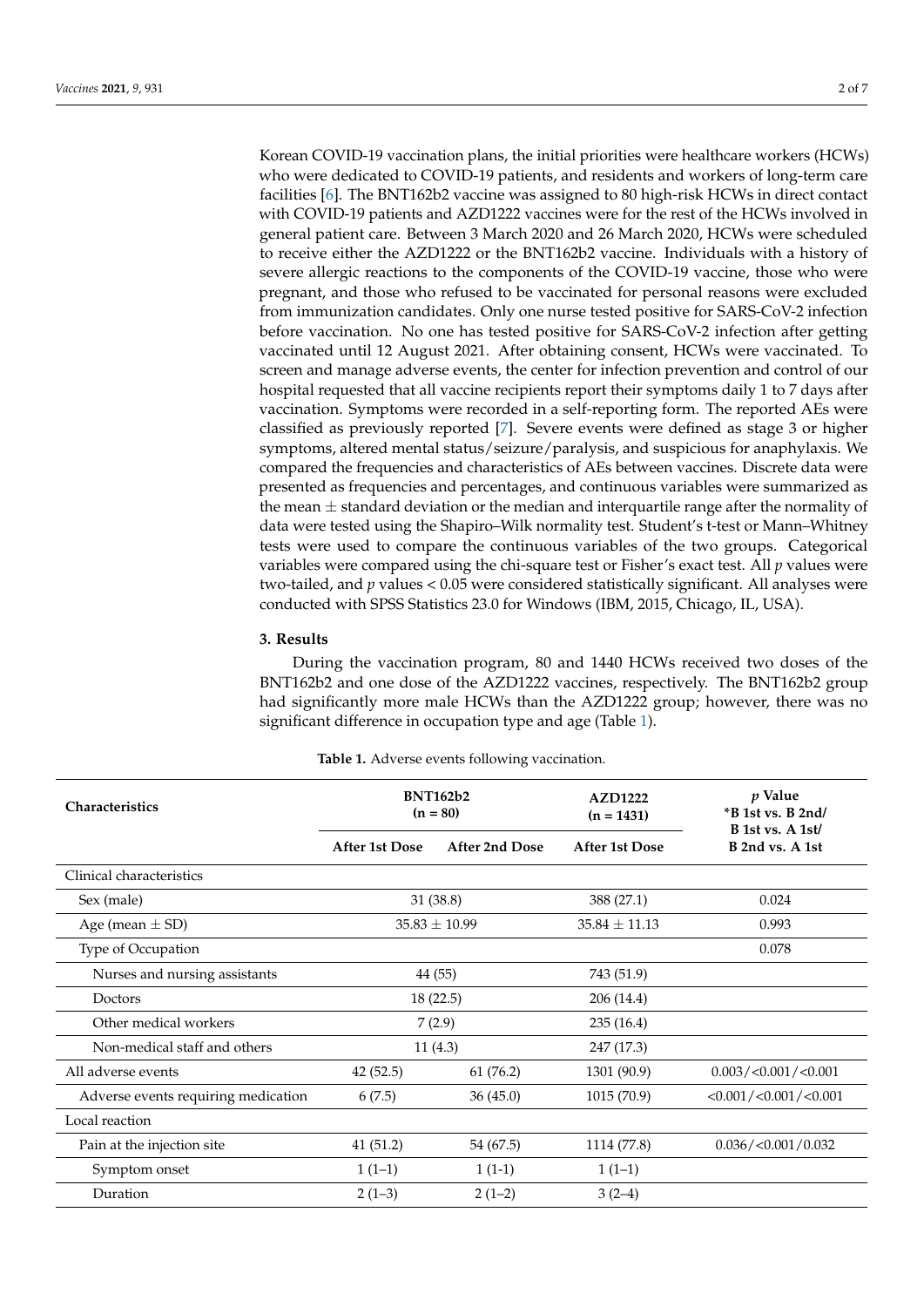Korean COVID-19 vaccination plans, the initial priorities were healthcare workers (HCWs) who were dedicated to COVID-19 patients, and residents and workers of long-term care facilities [6]. The BNT162b2 vaccine was assigned to 80 high-risk HCWs in direct contact with COVID-19 patients and AZD1222 vaccines were for the rest of the HCWs involved in general patient care. Between 3 March 2020 and 26 March 2020, HCWs were scheduled to receive either the AZD1222 or the BNT162b2 vaccine. Individuals with a history of severe allergic reactions to the components of the COVID-19 vaccine, those who were pregnant, and those who refused to be vaccinated for personal reasons were excluded from immunization candidates. Only one nurse tested positive for SARS-CoV-2 infection before vaccination. No one has tested positive for SARS-CoV-2 infection after getting vaccinated until 12 August 2021. After obtaining consent, HCWs were vaccinated. To screen and manage adverse events, the center for infection prevention and control of our hospital requested that all vaccine recipients report their symptoms daily 1 to 7 days after vaccination. Symptoms were recorded in a self-reporting form. The reported AEs were classified as previously reported [7]. Severe events were defined as stage 3 or higher symptoms, altered mental status/seizure/paralysis, and suspicious for anaphylaxis. We compared the frequencies and characteristics of AEs between vaccines. Discrete data were presented as frequencies and percentages, and continuous variables were summarized as the mean ± standard deviation or the median and interquartile range after the normality of data were tested using the Shapiro–Wilk normality test. Student's t-test or Mann–Whitney tests were used to compare the continuous variables of the two groups. Categorical variables were compared using the chi-square test or Fisher's exact test. All *p* values were two-tailed, and *p* values < 0.05 were considered statistically significant. All analyses were conducted with SPSS Statistics 23.0 for Windows (IBM, 2015, Chicago, IL, USA).

## 3. Results

During the vaccination program, 80 and 1440 HCWs received two doses of the BNT162b2 and one dose of the AZD1222 vaccines, respectively. The BNT162b2 group had significantly more male HCWs than the AZD1222 group; however, there was no significant difference in occupation type and age (Table 1).

**Table 1.** Adverse events following vaccination.

| Characteristics | BNT162b2 (n = 80) | | AZD1222 (n = 1431) | *p* Value *B 1st vs. B 2nd/ B 1st vs. A 1st/ B 2nd vs. A 1st |
|---|---|---|---|---|
| | After 1st Dose | After 2nd Dose | After 1st Dose | |
| Clinical characteristics | | | | |
| Sex (male) | 31 (38.8) | | 388 (27.1) | 0.024 |
| Age (mean ± SD) | 35.83 ± 10.99 | | 35.84 ± 11.13 | 0.993 |
| Type of Occupation | | | | 0.078 |
| Nurses and nursing assistants | 44 (55) | | 743 (51.9) | |
| Doctors | 18 (22.5) | | 206 (14.4) | |
| Other medical workers | 7 (2.9) | | 235 (16.4) | |
| Non-medical staff and others | 11 (4.3) | | 247 (17.3) | |
| All adverse events | 42 (52.5) | 61 (76.2) | 1301 (90.9) | 0.003/<0.001/<0.001 |
| Adverse events requiring medication | 6 (7.5) | 36 (45.0) | 1015 (70.9) | <0.001/<0.001/<0.001 |
| Local reaction | | | | |
| Pain at the injection site | 41 (51.2) | 54 (67.5) | 1114 (77.8) | 0.036/<0.001/0.032 |
| Symptom onset | 1 (1–1) | 1 (1-1) | 1 (1–1) | |
| Duration | 2 (1–3) | 2 (1–2) | 3 (2–4) | |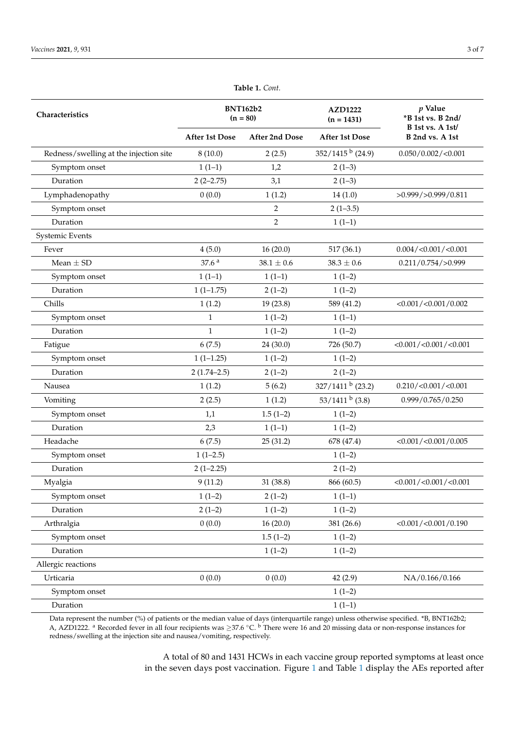**Table 1.** *Cont.*

| Characteristics | BNT162b2 (n = 80) | | AZD1222 (n = 1431) | *p* Value *B 1st vs. B 2nd/ B 1st vs. A 1st/ B 2nd vs. A 1st |
|---|---|---|---|---|
| | After 1st Dose | After 2nd Dose | After 1st Dose | |
| Redness/swelling at the injection site | 8 (10.0) | 2 (2.5) | 352/1415 [b] (24.9) | 0.050/0.002/<0.001 |
| Symptom onset | 1 (1–1) | 1,2 | 2 (1–3) | |
| Duration | 2 (2–2.75) | 3,1 | 2 (1–3) | |
| Lymphadenopathy | 0 (0.0) | 1 (1.2) | 14 (1.0) | >0.999/>0.999/0.811 |
| Symptom onset | | 2 | 2 (1–3.5) | |
| Duration | | 2 | 1 (1–1) | |
| Systemic Events | | | | |
| Fever | 4 (5.0) | 16 (20.0) | 517 (36.1) | 0.004/<0.001/<0.001 |
| Mean ± SD | 37.6 [a] | 38.1 ± 0.6 | 38.3 ± 0.6 | 0.211/0.754/>0.999 |
| Symptom onset | 1 (1–1) | 1 (1–1) | 1 (1–2) | |
| Duration | 1 (1–1.75) | 2 (1–2) | 1 (1–2) | |
| Chills | 1 (1.2) | 19 (23.8) | 589 (41.2) | <0.001/<0.001/0.002 |
| Symptom onset | 1 | 1 (1–2) | 1 (1–1) | |
| Duration | 1 | 1 (1–2) | 1 (1–2) | |
| Fatigue | 6 (7.5) | 24 (30.0) | 726 (50.7) | <0.001/<0.001/<0.001 |
| Symptom onset | 1 (1–1.25) | 1 (1–2) | 1 (1–2) | |
| Duration | 2 (1.74–2.5) | 2 (1–2) | 2 (1–2) | |
| Nausea | 1 (1.2) | 5 (6.2) | 327/1411 [b] (23.2) | 0.210/<0.001/<0.001 |
| Vomiting | 2 (2.5) | 1 (1.2) | 53/1411 [b] (3.8) | 0.999/0.765/0.250 |
| Symptom onset | 1,1 | 1.5 (1–2) | 1 (1–2) | |
| Duration | 2,3 | 1 (1–1) | 1 (1–2) | |
| Headache | 6 (7.5) | 25 (31.2) | 678 (47.4) | <0.001/<0.001/0.005 |
| Symptom onset | 1 (1–2.5) | | 1 (1–2) | |
| Duration | 2 (1–2.25) | | 2 (1–2) | |
| Myalgia | 9 (11.2) | 31 (38.8) | 866 (60.5) | <0.001/<0.001/<0.001 |
| Symptom onset | 1 (1–2) | 2 (1–2) | 1 (1–1) | |
| Duration | 2 (1–2) | 1 (1–2) | 1 (1–2) | |
| Arthralgia | 0 (0.0) | 16 (20.0) | 381 (26.6) | <0.001/<0.001/0.190 |
| Symptom onset | | 1.5 (1–2) | 1 (1–2) | |
| Duration | | 1 (1–2) | 1 (1–2) | |
| Allergic reactions | | | | |
| Urticaria | 0 (0.0) | 0 (0.0) | 42 (2.9) | NA/0.166/0.166 |
| Symptom onset | | | 1 (1–2) | |
| Duration | | | 1 (1–1) | |

Data represent the number (%) of patients or the median value of days (interquartile range) unless otherwise specified. *B, BNT162b2; A, AZD1222. [a] Recorded fever in all four recipients was ≥37.6 °C. [b] There were 16 and 20 missing data or non-response instances for redness/swelling at the injection site and nausea/vomiting, respectively.

A total of 80 and 1431 HCWs in each vaccine group reported symptoms at least once in the seven days post vaccination. Figure 1 and Table 1 display the AEs reported after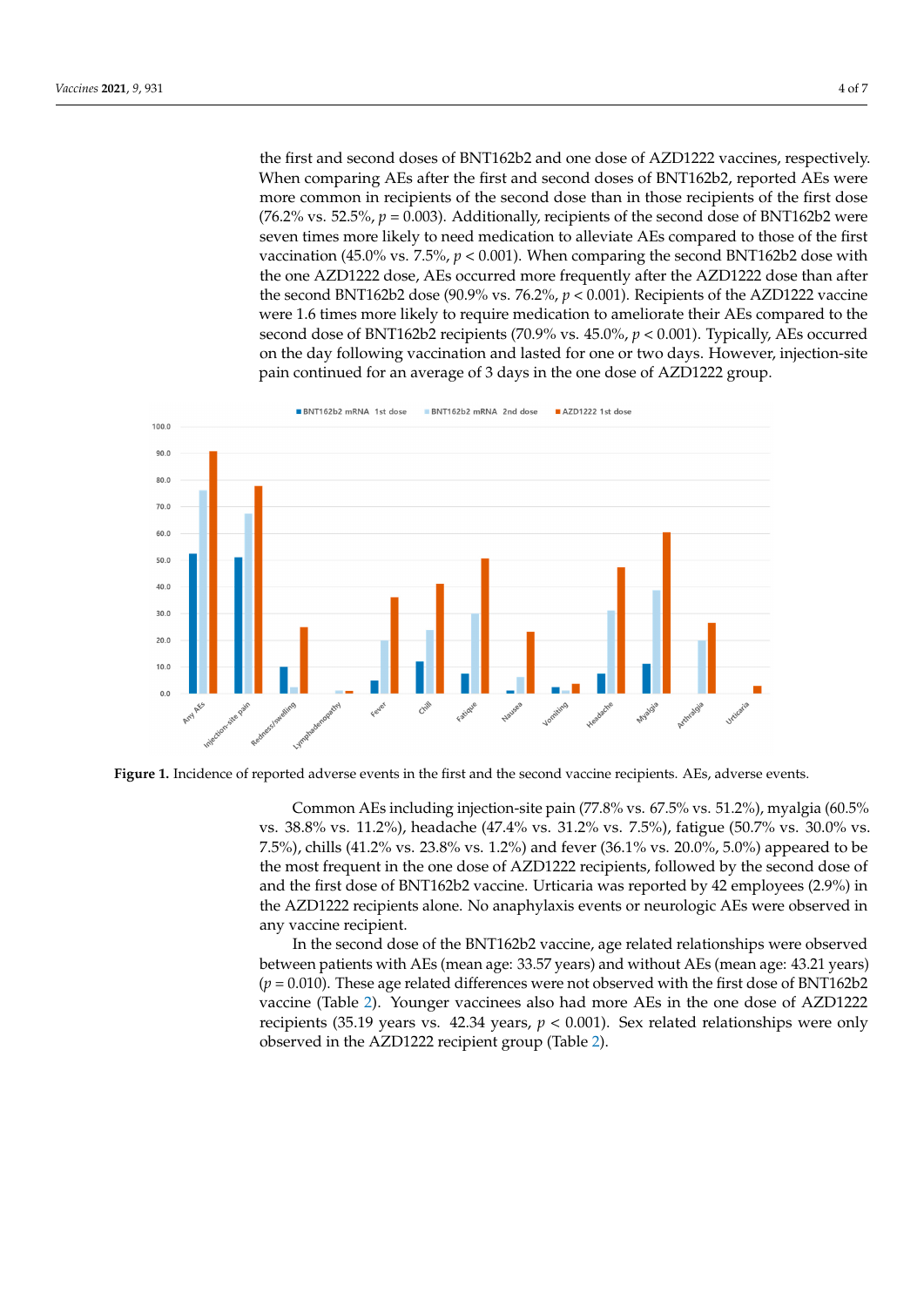the first and second doses of BNT162b2 and one dose of AZD1222 vaccines, respectively. When comparing AEs after the first and second doses of BNT162b2, reported AEs were more common in recipients of the second dose than in those recipients of the first dose (76.2% vs. 52.5%, $p = 0.003$). Additionally, recipients of the second dose of BNT162b2 were seven times more likely to need medication to alleviate AEs compared to those of the first vaccination (45.0% vs. 7.5%, $p < 0.001$). When comparing the second BNT162b2 dose with the one AZD1222 dose, AEs occurred more frequently after the AZD1222 dose than after the second BNT162b2 dose (90.9% vs. 76.2%, $p < 0.001$). Recipients of the AZD1222 vaccine were 1.6 times more likely to require medication to ameliorate their AEs compared to the second dose of BNT162b2 recipients (70.9% vs. 45.0%, $p < 0.001$). Typically, AEs occurred on the day following vaccination and lasted for one or two days. However, injection-site pain continued for an average of 3 days in the one dose of AZD1222 group.

**Figure 1.** Incidence of reported adverse events in the first and the second vaccine recipients. AEs, adverse events.

Common AEs including injection-site pain (77.8% vs. 67.5% vs. 51.2%), myalgia (60.5% vs. 38.8% vs. 11.2%), headache (47.4% vs. 31.2% vs. 7.5%), fatigue (50.7% vs. 30.0% vs. 7.5%), chills (41.2% vs. 23.8% vs. 1.2%) and fever (36.1% vs. 20.0%, 5.0%) appeared to be the most frequent in the one dose of AZD1222 recipients, followed by the second dose of and the first dose of BNT162b2 vaccine. Urticaria was reported by 42 employees (2.9%) in the AZD1222 recipients alone. No anaphylaxis events or neurologic AEs were observed in any vaccine recipient.

In the second dose of the BNT162b2 vaccine, age related relationships were observed between patients with AEs (mean age: 33.57 years) and without AEs (mean age: 43.21 years) ($p = 0.010$). These age related differences were not observed with the first dose of BNT162b2 vaccine (Table 2). Younger vaccinees also had more AEs in the one dose of AZD1222 recipients (35.19 years vs. 42.34 years, $p < 0.001$). Sex related relationships were only observed in the AZD1222 recipient group (Table 2).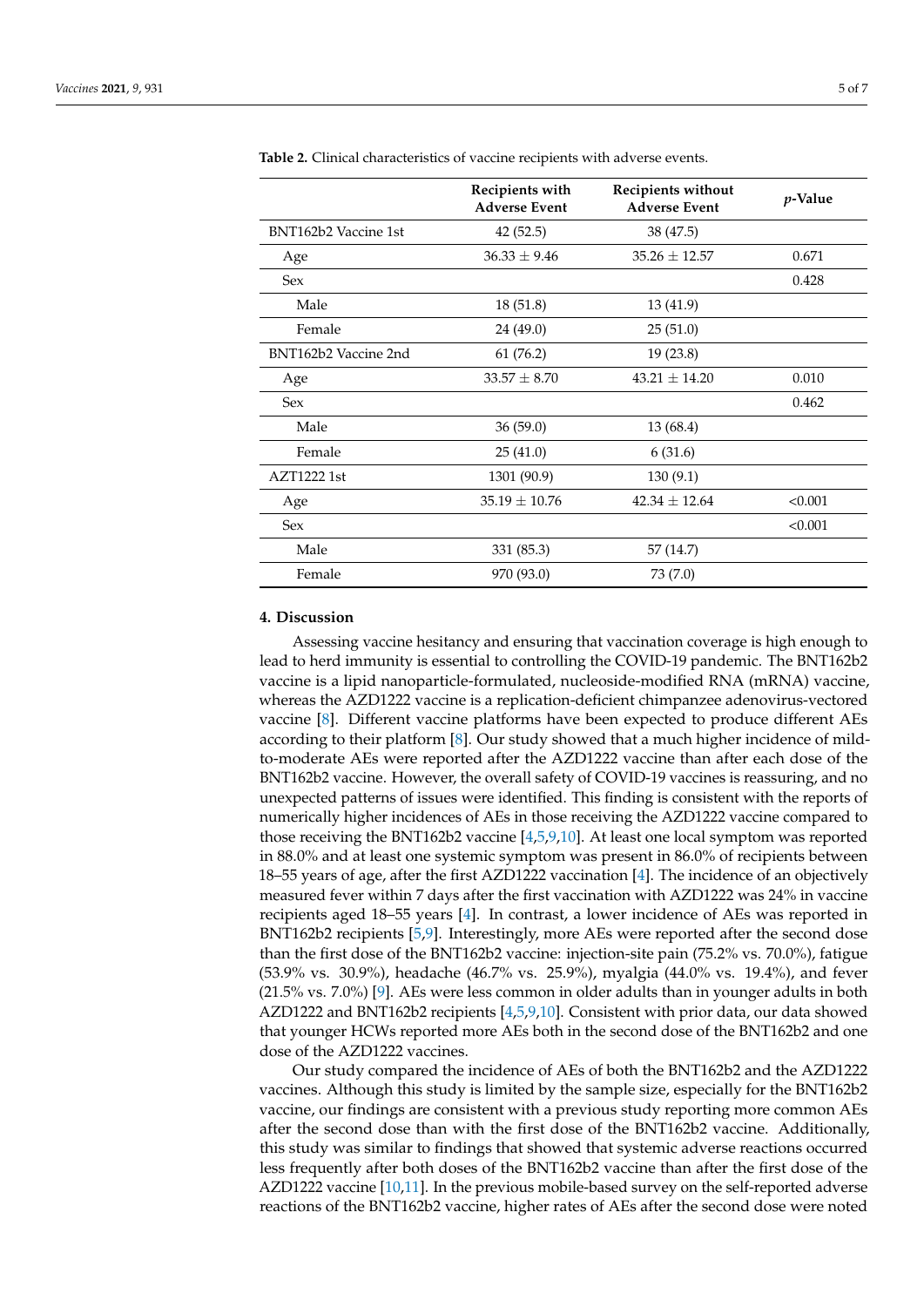**Table 2.** Clinical characteristics of vaccine recipients with adverse events.

| | Recipients with Adverse Event | Recipients without Adverse Event | *p*-Value |
|---|---|---|---|
| BNT162b2 Vaccine 1st | 42 (52.5) | 38 (47.5) | |
| Age | 36.33 ± 9.46 | 35.26 ± 12.57 | 0.671 |
| Sex | | | 0.428 |
| Male | 18 (51.8) | 13 (41.9) | |
| Female | 24 (49.0) | 25 (51.0) | |
| BNT162b2 Vaccine 2nd | 61 (76.2) | 19 (23.8) | |
| Age | 33.57 ± 8.70 | 43.21 ± 14.20 | 0.010 |
| Sex | | | 0.462 |
| Male | 36 (59.0) | 13 (68.4) | |
| Female | 25 (41.0) | 6 (31.6) | |
| AZT1222 1st | 1301 (90.9) | 130 (9.1) | |
| Age | 35.19 ± 10.76 | 42.34 ± 12.64 | <0.001 |
| Sex | | | <0.001 |
| Male | 331 (85.3) | 57 (14.7) | |
| Female | 970 (93.0) | 73 (7.0) | |

## 4. Discussion

Assessing vaccine hesitancy and ensuring that vaccination coverage is high enough to lead to herd immunity is essential to controlling the COVID-19 pandemic. The BNT162b2 vaccine is a lipid nanoparticle-formulated, nucleoside-modified RNA (mRNA) vaccine, whereas the AZD1222 vaccine is a replication-deficient chimpanzee adenovirus-vectored vaccine [8]. Different vaccine platforms have been expected to produce different AEs according to their platform [8]. Our study showed that a much higher incidence of mild-to-moderate AEs were reported after the AZD1222 vaccine than after each dose of the BNT162b2 vaccine. However, the overall safety of COVID-19 vaccines is reassuring, and no unexpected patterns of issues were identified. This finding is consistent with the reports of numerically higher incidences of AEs in those receiving the AZD1222 vaccine compared to those receiving the BNT162b2 vaccine [4,5,9,10]. At least one local symptom was reported in 88.0% and at least one systemic symptom was present in 86.0% of recipients between 18–55 years of age, after the first AZD1222 vaccination [4]. The incidence of an objectively measured fever within 7 days after the first vaccination with AZD1222 was 24% in vaccine recipients aged 18–55 years [4]. In contrast, a lower incidence of AEs was reported in BNT162b2 recipients [5,9]. Interestingly, more AEs were reported after the second dose than the first dose of the BNT162b2 vaccine: injection-site pain (75.2% vs. 70.0%), fatigue (53.9% vs. 30.9%), headache (46.7% vs. 25.9%), myalgia (44.0% vs. 19.4%), and fever (21.5% vs. 7.0%) [9]. AEs were less common in older adults than in younger adults in both AZD1222 and BNT162b2 recipients [4,5,9,10]. Consistent with prior data, our data showed that younger HCWs reported more AEs both in the second dose of the BNT162b2 and one dose of the AZD1222 vaccines.

Our study compared the incidence of AEs of both the BNT162b2 and the AZD1222 vaccines. Although this study is limited by the sample size, especially for the BNT162b2 vaccine, our findings are consistent with a previous study reporting more common AEs after the second dose than with the first dose of the BNT162b2 vaccine. Additionally, this study was similar to findings that showed that systemic adverse reactions occurred less frequently after both doses of the BNT162b2 vaccine than after the first dose of the AZD1222 vaccine [10,11]. In the previous mobile-based survey on the self-reported adverse reactions of the BNT162b2 vaccine, higher rates of AEs after the second dose were noted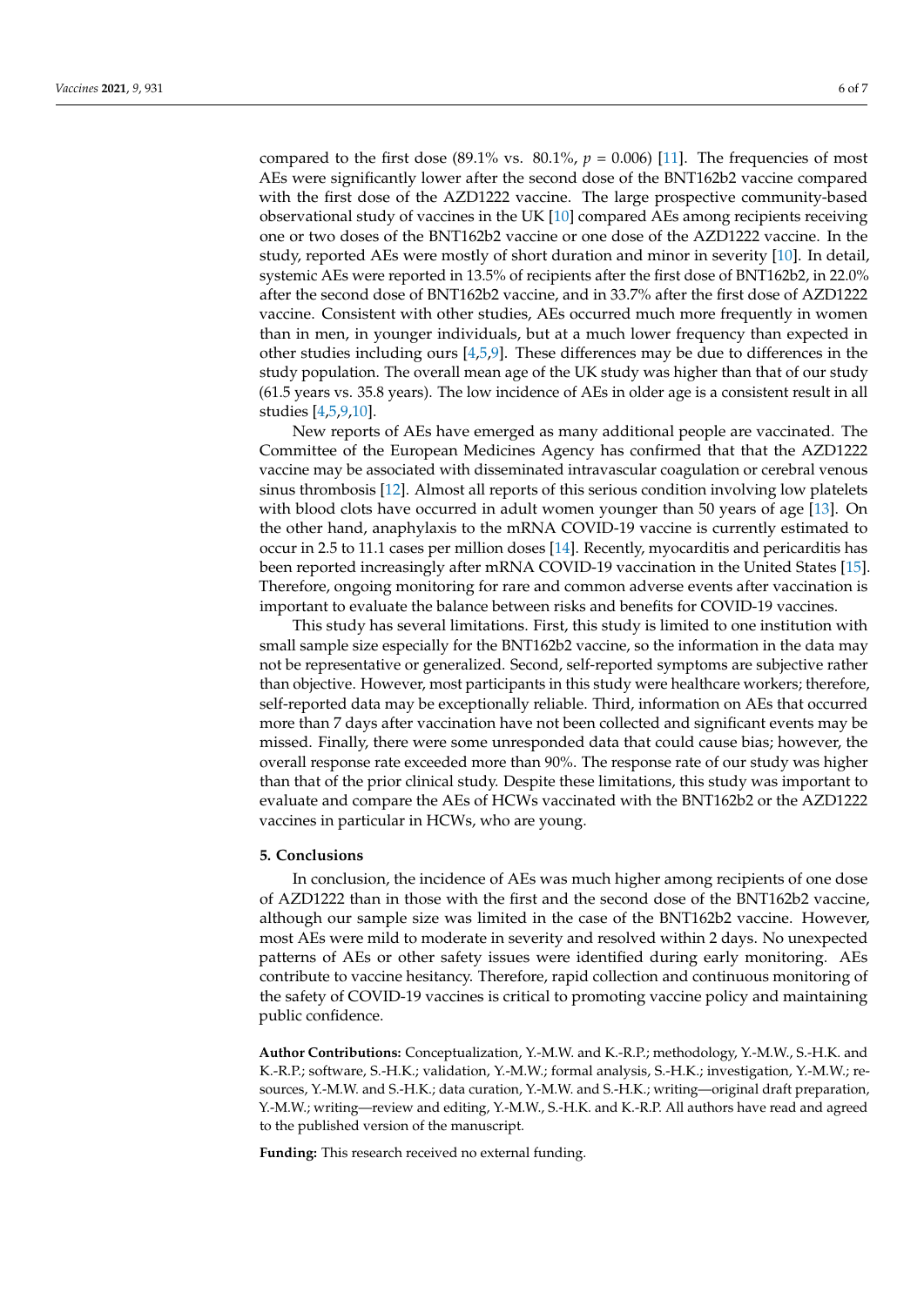compared to the first dose (89.1% vs. 80.1%, $p = 0.006$) [11]. The frequencies of most AEs were significantly lower after the second dose of the BNT162b2 vaccine compared with the first dose of the AZD1222 vaccine. The large prospective community-based observational study of vaccines in the UK [10] compared AEs among recipients receiving one or two doses of the BNT162b2 vaccine or one dose of the AZD1222 vaccine. In the study, reported AEs were mostly of short duration and minor in severity [10]. In detail, systemic AEs were reported in 13.5% of recipients after the first dose of BNT162b2, in 22.0% after the second dose of BNT162b2 vaccine, and in 33.7% after the first dose of AZD1222 vaccine. Consistent with other studies, AEs occurred much more frequently in women than in men, in younger individuals, but at a much lower frequency than expected in other studies including ours [4,5,9]. These differences may be due to differences in the study population. The overall mean age of the UK study was higher than that of our study (61.5 years vs. 35.8 years). The low incidence of AEs in older age is a consistent result in all studies [4,5,9,10].

New reports of AEs have emerged as many additional people are vaccinated. The Committee of the European Medicines Agency has confirmed that that the AZD1222 vaccine may be associated with disseminated intravascular coagulation or cerebral venous sinus thrombosis [12]. Almost all reports of this serious condition involving low platelets with blood clots have occurred in adult women younger than 50 years of age [13]. On the other hand, anaphylaxis to the mRNA COVID-19 vaccine is currently estimated to occur in 2.5 to 11.1 cases per million doses [14]. Recently, myocarditis and pericarditis has been reported increasingly after mRNA COVID-19 vaccination in the United States [15]. Therefore, ongoing monitoring for rare and common adverse events after vaccination is important to evaluate the balance between risks and benefits for COVID-19 vaccines.

This study has several limitations. First, this study is limited to one institution with small sample size especially for the BNT162b2 vaccine, so the information in the data may not be representative or generalized. Second, self-reported symptoms are subjective rather than objective. However, most participants in this study were healthcare workers; therefore, self-reported data may be exceptionally reliable. Third, information on AEs that occurred more than 7 days after vaccination have not been collected and significant events may be missed. Finally, there were some unresponded data that could cause bias; however, the overall response rate exceeded more than 90%. The response rate of our study was higher than that of the prior clinical study. Despite these limitations, this study was important to evaluate and compare the AEs of HCWs vaccinated with the BNT162b2 or the AZD1222 vaccines in particular in HCWs, who are young.

## 5. Conclusions

In conclusion, the incidence of AEs was much higher among recipients of one dose of AZD1222 than in those with the first and the second dose of the BNT162b2 vaccine, although our sample size was limited in the case of the BNT162b2 vaccine. However, most AEs were mild to moderate in severity and resolved within 2 days. No unexpected patterns of AEs or other safety issues were identified during early monitoring. AEs contribute to vaccine hesitancy. Therefore, rapid collection and continuous monitoring of the safety of COVID-19 vaccines is critical to promoting vaccine policy and maintaining public confidence.

**Author Contributions:** Conceptualization, Y.-M.W. and K.-R.P.; methodology, Y.-M.W., S.-H.K. and K.-R.P.; software, S.-H.K.; validation, Y.-M.W.; formal analysis, S.-H.K.; investigation, Y.-M.W.; resources, Y.-M.W. and S.-H.K.; data curation, Y.-M.W. and S.-H.K.; writing—original draft preparation, Y.-M.W.; writing—review and editing, Y.-M.W., S.-H.K. and K.-R.P. All authors have read and agreed to the published version of the manuscript.

**Funding:** This research received no external funding.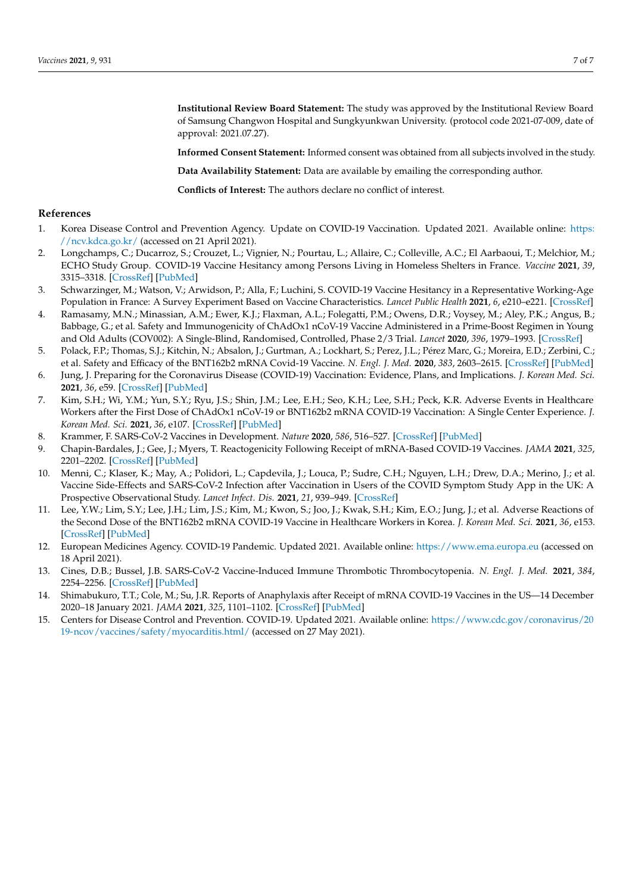**Institutional Review Board Statement:** The study was approved by the Institutional Review Board of Samsung Changwon Hospital and Sungkyunkwan University. (protocol code 2021-07-009, date of approval: 2021.07.27).

**Informed Consent Statement:** Informed consent was obtained from all subjects involved in the study.

**Data Availability Statement:** Data are available by emailing the corresponding author.

**Conflicts of Interest:** The authors declare no conflict of interest.

## References

1. Korea Disease Control and Prevention Agency. Update on COVID-19 Vaccination. Updated 2021. Available online: https://ncv.kdca.go.kr/ (accessed on 21 April 2021).
2. Longchamps, C.; Ducarroz, S.; Crouzet, L.; Vignier, N.; Pourtau, L.; Allaire, C.; Colleville, A.C.; El Aarbaoui, T.; Melchior, M.; ECHO Study Group. COVID-19 Vaccine Hesitancy among Persons Living in Homeless Shelters in France. *Vaccine* **2021**, *39*, 3315–3318. [CrossRef] [PubMed]
3. Schwarzinger, M.; Watson, V.; Arwidson, P.; Alla, F.; Luchini, S. COVID-19 Vaccine Hesitancy in a Representative Working-Age Population in France: A Survey Experiment Based on Vaccine Characteristics. *Lancet Public Health* **2021**, *6*, e210–e221. [CrossRef]
4. Ramasamy, M.N.; Minassian, A.M.; Ewer, K.J.; Flaxman, A.L.; Folegatti, P.M.; Owens, D.R.; Voysey, M.; Aley, P.K.; Angus, B.; Babbage, G.; et al. Safety and Immunogenicity of ChAdOx1 nCoV-19 Vaccine Administered in a Prime-Boost Regimen in Young and Old Adults (COV002): A Single-Blind, Randomised, Controlled, Phase 2/3 Trial. *Lancet* **2020**, *396*, 1979–1993. [CrossRef]
5. Polack, F.P.; Thomas, S.J.; Kitchin, N.; Absalon, J.; Gurtman, A.; Lockhart, S.; Perez, J.L.; Pérez Marc, G.; Moreira, E.D.; Zerbini, C.; et al. Safety and Efficacy of the BNT162b2 mRNA Covid-19 Vaccine. *N. Engl. J. Med.* **2020**, *383*, 2603–2615. [CrossRef] [PubMed]
6. Jung, J. Preparing for the Coronavirus Disease (COVID-19) Vaccination: Evidence, Plans, and Implications. *J. Korean Med. Sci.* **2021**, *36*, e59. [CrossRef] [PubMed]
7. Kim, S.H.; Wi, Y.M.; Yun, S.Y.; Ryu, J.S.; Shin, J.M.; Lee, E.H.; Seo, K.H.; Lee, S.H.; Peck, K.R. Adverse Events in Healthcare Workers after the First Dose of ChAdOx1 nCoV-19 or BNT162b2 mRNA COVID-19 Vaccination: A Single Center Experience. *J. Korean Med. Sci.* **2021**, *36*, e107. [CrossRef] [PubMed]
8. Krammer, F. SARS-CoV-2 Vaccines in Development. *Nature* **2020**, *586*, 516–527. [CrossRef] [PubMed]
9. Chapin-Bardales, J.; Gee, J.; Myers, T. Reactogenicity Following Receipt of mRNA-Based COVID-19 Vaccines. *JAMA* **2021**, *325*, 2201–2202. [CrossRef] [PubMed]
10. Menni, C.; Klaser, K.; May, A.; Polidori, L.; Capdevila, J.; Louca, P.; Sudre, C.H.; Nguyen, L.H.; Drew, D.A.; Merino, J.; et al. Vaccine Side-Effects and SARS-CoV-2 Infection after Vaccination in Users of the COVID Symptom Study App in the UK: A Prospective Observational Study. *Lancet Infect. Dis.* **2021**, *21*, 939–949. [CrossRef]
11. Lee, Y.W.; Lim, S.Y.; Lee, J.H.; Lim, J.S.; Kim, M.; Kwon, S.; Joo, J.; Kwak, S.H.; Kim, E.O.; Jung, J.; et al. Adverse Reactions of the Second Dose of the BNT162b2 mRNA COVID-19 Vaccine in Healthcare Workers in Korea. *J. Korean Med. Sci.* **2021**, *36*, e153. [CrossRef] [PubMed]
12. European Medicines Agency. COVID-19 Pandemic. Updated 2021. Available online: https://www.ema.europa.eu (accessed on 18 April 2021).
13. Cines, D.B.; Bussel, J.B. SARS-CoV-2 Vaccine-Induced Immune Thrombotic Thrombocytopenia. *N. Engl. J. Med.* **2021**, *384*, 2254–2256. [CrossRef] [PubMed]
14. Shimabukuro, T.T.; Cole, M.; Su, J.R. Reports of Anaphylaxis after Receipt of mRNA COVID-19 Vaccines in the US—14 December 2020–18 January 2021. *JAMA* **2021**, *325*, 1101–1102. [CrossRef] [PubMed]
15. Centers for Disease Control and Prevention. COVID-19. Updated 2021. Available online: https://www.cdc.gov/coronavirus/2019-ncov/vaccines/safety/myocarditis.html/ (accessed on 27 May 2021).